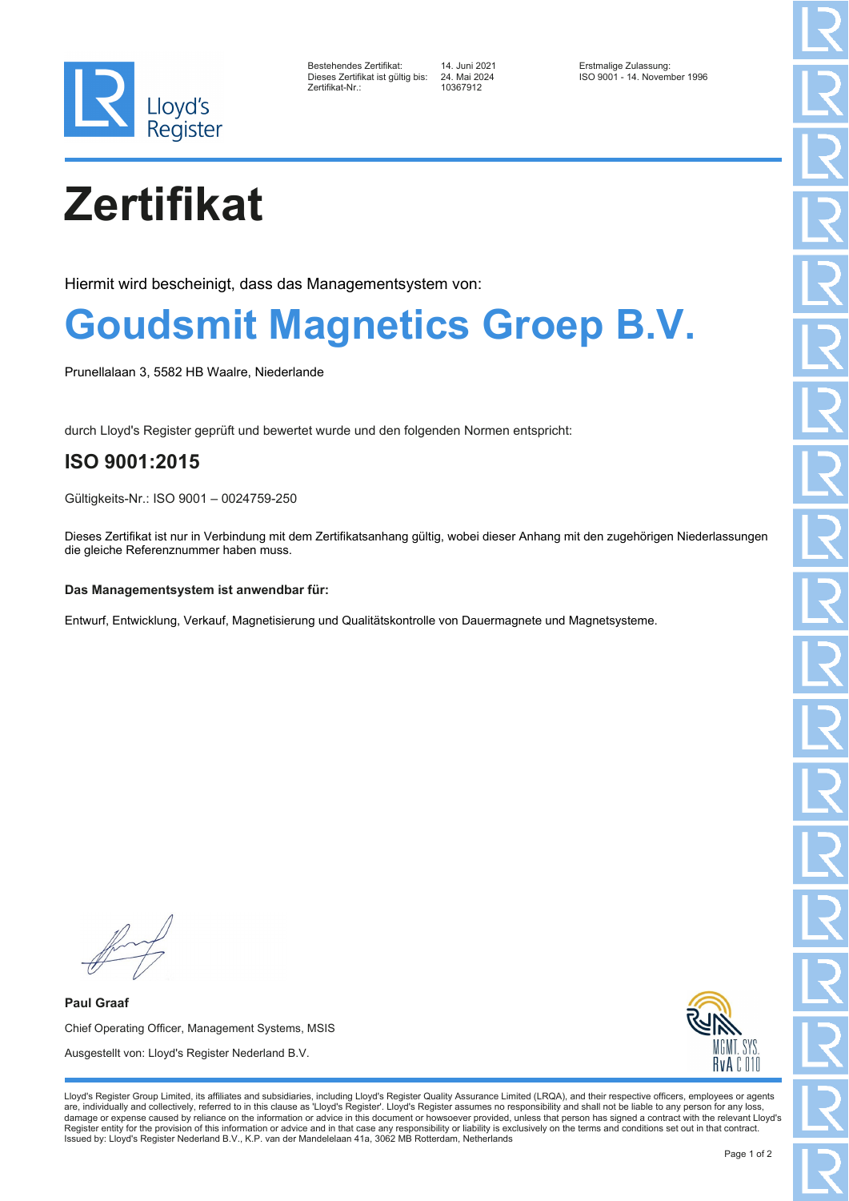Bestehendes Zertifikat: 14. Juni 2021
Dieses Zertifikat ist gültig bis: 24. Mai 2024
Zertifikat-Nr.: 10367912

Erstmalige Zulassung:
ISO 9001 - 14. November 1996

# Zertifikat

Hiermit wird bescheinigt, dass das Managementsystem von:

## Goudsmit Magnetics Groep B.V.

Prunellalaan 3, 5582 HB Waalre, Niederlande

durch Lloyd's Register geprüft und bewertet wurde und den folgenden Normen entspricht:

### ISO 9001:2015

Gültigkeits-Nr.: ISO 9001 – 0024759-250

Dieses Zertifikat ist nur in Verbindung mit dem Zertifikatsanhang gültig, wobei dieser Anhang mit den zugehörigen Niederlassungen die gleiche Referenznummer haben muss.

**Das Managementsystem ist anwendbar für:**

Entwurf, Entwicklung, Verkauf, Magnetisierung und Qualitätskontrolle von Dauermagnete und Magnetsysteme.

**Paul Graaf**

Chief Operating Officer, Management Systems, MSIS

Ausgestellt von: Lloyd's Register Nederland B.V.

MGMT. SYS.
RvA C 010

Lloyd's Register Group Limited, its affiliates and subsidiaries, including Lloyd's Register Quality Assurance Limited (LRQA), and their respective officers, employees or agents are, individually and collectively, referred to in this clause as 'Lloyd's Register'. Lloyd's Register assumes no responsibility and shall not be liable to any person for any loss, damage or expense caused by reliance on the information or advice in this document or howsoever provided, unless that person has signed a contract with the relevant Lloyd's Register entity for the provision of this information or advice and in that case any responsibility or liability is exclusively on the terms and conditions set out in that contract.
Issued by: Lloyd's Register Nederland B.V., K.P. van der Mandelelaan 41a, 3062 MB Rotterdam, Netherlands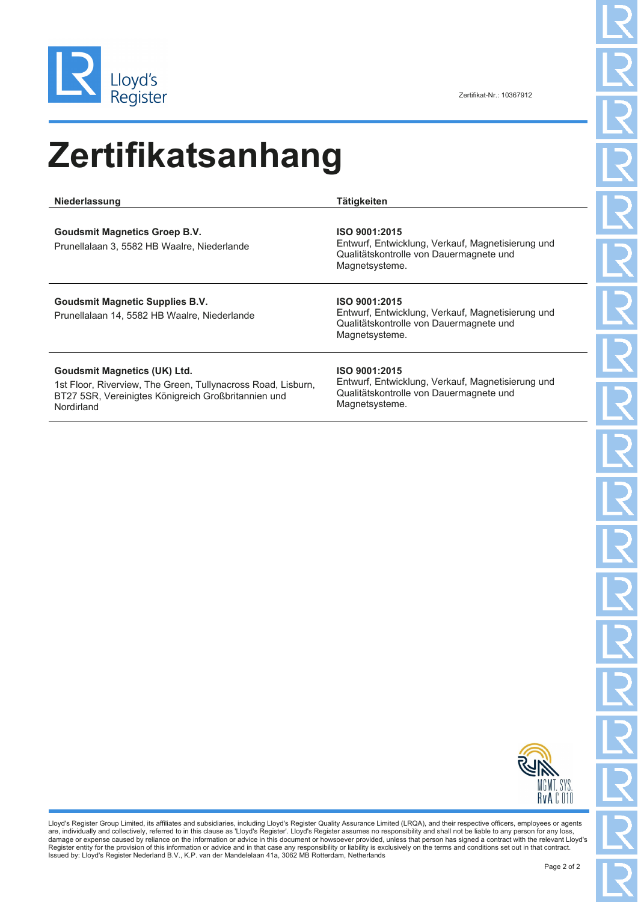Zertifikat-Nr.: 10367912

# Zertifikatsanhang

| Niederlassung | Tätigkeiten |
| --- | --- |
| **Goudsmit Magnetics Groep B.V.**<br>Prunellalaan 3, 5582 HB Waalre, Niederlande | **ISO 9001:2015**<br>Entwurf, Entwicklung, Verkauf, Magnetisierung und Qualitätskontrolle von Dauermagnete und Magnetsysteme. |
| **Goudsmit Magnetic Supplies B.V.**<br>Prunellalaan 14, 5582 HB Waalre, Niederlande | **ISO 9001:2015**<br>Entwurf, Entwicklung, Verkauf, Magnetisierung und Qualitätskontrolle von Dauermagnete und Magnetsysteme. |
| **Goudsmit Magnetics (UK) Ltd.**<br>1st Floor, Riverview, The Green, Tullynacross Road, Lisburn, BT27 5SR, Vereinigtes Königreich Großbritannien und Nordirland | **ISO 9001:2015**<br>Entwurf, Entwicklung, Verkauf, Magnetisierung und Qualitätskontrolle von Dauermagnete und Magnetsysteme. |

MGMT. SYS.
RvA C 010

Lloyd's Register Group Limited, its affiliates and subsidiaries, including Lloyd's Register Quality Assurance Limited (LRQA), and their respective officers, employees or agents are, individually and collectively, referred to in this clause as 'Lloyd's Register'. Lloyd's Register assumes no responsibility and shall not be liable to any person for any loss, damage or expense caused by reliance on the information or advice in this document or howsoever provided, unless that person has signed a contract with the relevant Lloyd's Register entity for the provision of this information or advice and in that case any responsibility or liability is exclusively on the terms and conditions set out in that contract.
Issued by: Lloyd's Register Nederland B.V., K.P. van der Mandelelaan 41a, 3062 MB Rotterdam, Netherlands